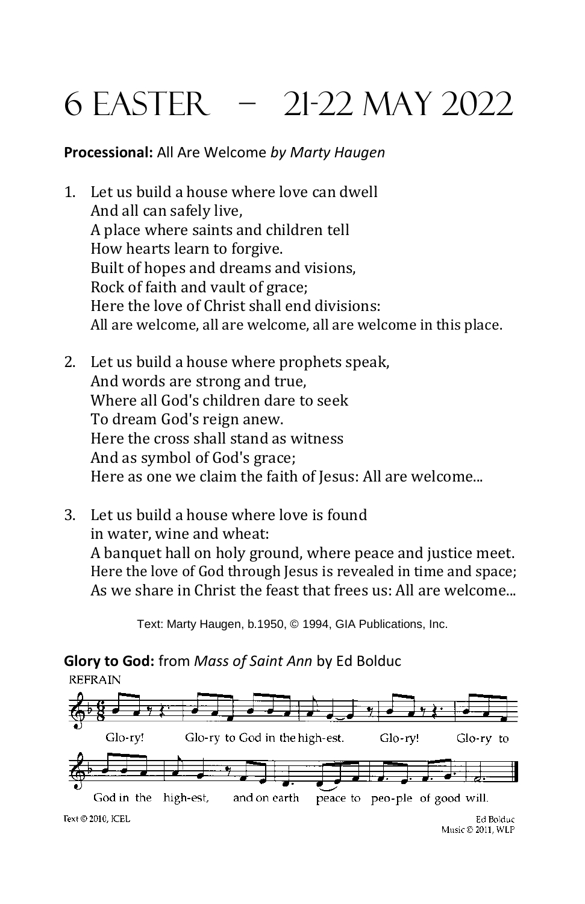# 6 EASTER – 21-22 MAY 2022

**Processional:** All Are Welcome *by Marty Haugen*

1. Let us build a house where love can dwell
   And all can safely live,
   A place where saints and children tell
   How hearts learn to forgive.
   Built of hopes and dreams and visions,
   Rock of faith and vault of grace;
   Here the love of Christ shall end divisions:
   All are welcome, all are welcome, all are welcome in this place.

2. Let us build a house where prophets speak,
   And words are strong and true,
   Where all God's children dare to seek
   To dream God's reign anew.
   Here the cross shall stand as witness
   And as symbol of God's grace;
   Here as one we claim the faith of Jesus: All are welcome...

3. Let us build a house where love is found
   in water, wine and wheat:
   A banquet hall on holy ground, where peace and justice meet.
   Here the love of God through Jesus is revealed in time and space;
   As we share in Christ the feast that frees us: All are welcome...

Text: Marty Haugen, b.1950, © 1994, GIA Publications, Inc.

**Glory to God:** from *Mass of Saint Ann* by Ed Bolduc

REFRAIN

Glo-ry! Glo-ry to God in the high-est. Glo-ry! Glo-ry to God in the high-est, and on earth peace to peo-ple of good will.

Text © 2010, ICEL

Ed Bolduc
Music © 2011, WLP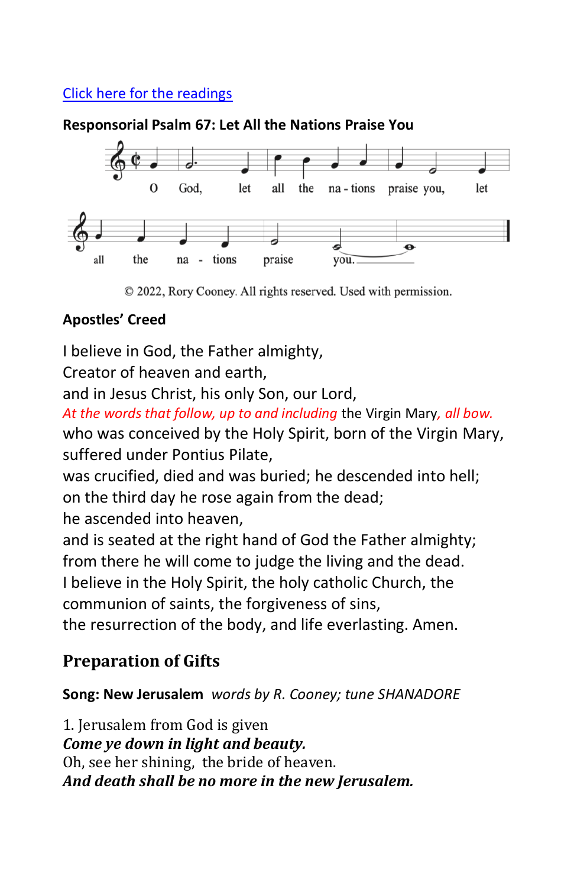[Click here for the readings]

**Responsorial Psalm 67: Let All the Nations Praise You**

O God, let all the na - tions praise you, let all the na - tions praise you.

© 2022, Rory Cooney. All rights reserved. Used with permission.

**Apostles' Creed**

I believe in God, the Father almighty,
Creator of heaven and earth,
and in Jesus Christ, his only Son, our Lord,
*At the words that follow, up to and including* the Virgin Mary*, all bow.*
who was conceived by the Holy Spirit, born of the Virgin Mary,
suffered under Pontius Pilate,
was crucified, died and was buried; he descended into hell;
on the third day he rose again from the dead;
he ascended into heaven,
and is seated at the right hand of God the Father almighty;
from there he will come to judge the living and the dead.
I believe in the Holy Spirit, the holy catholic Church, the
communion of saints, the forgiveness of sins,
the resurrection of the body, and life everlasting. Amen.

## Preparation of Gifts

**Song: New Jerusalem** *words by R. Cooney; tune SHANADORE*

1. Jerusalem from God is given
***Come ye down in light and beauty.***
Oh, see her shining, the bride of heaven.
***And death shall be no more in the new Jerusalem.***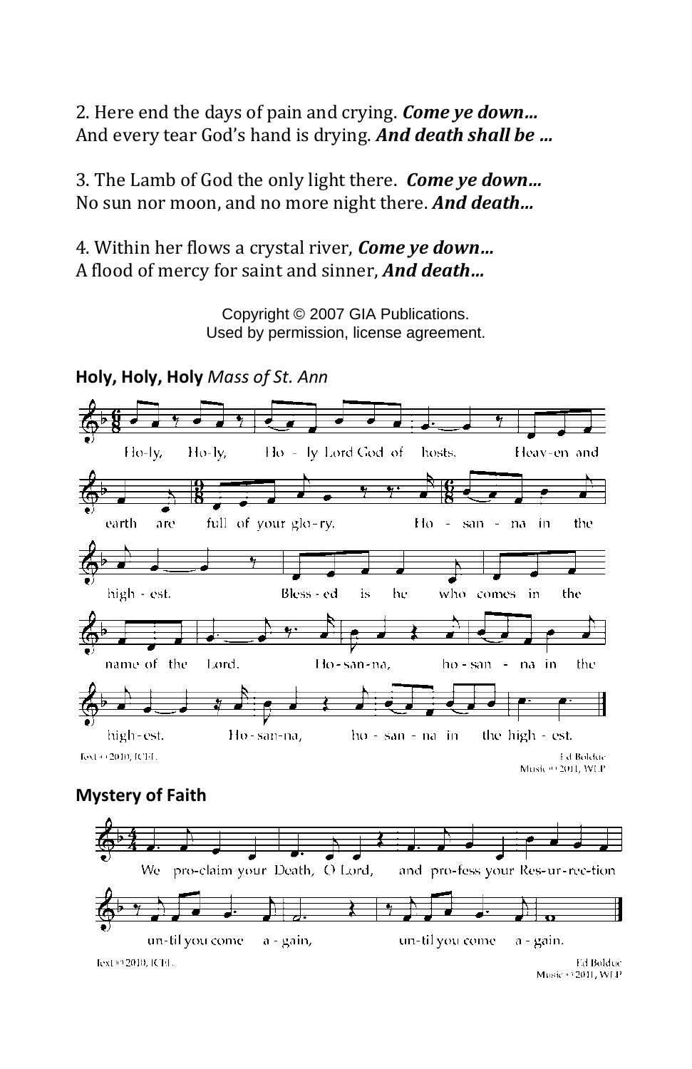2. Here end the days of pain and crying. ***Come ye down…***
And every tear God's hand is drying. ***And death shall be …***

3. The Lamb of God the only light there. ***Come ye down…***
No sun nor moon, and no more night there. ***And death…***

4. Within her flows a crystal river, ***Come ye down…***
A flood of mercy for saint and sinner, ***And death…***

Copyright © 2007 GIA Publications.
Used by permission, license agreement.

**Holy, Holy, Holy** *Mass of St. Ann*

Ho-ly, Ho-ly, Ho - ly Lord God of hosts. Heav-en and earth are full of your glo-ry. Ho - san - na in the high - est. Bless - ed is he who comes in the name of the Lord. Ho - san - na, ho - san - na in the high - est. Ho - san - na, ho - san - na in the high - est.

Text © 2010, ICEL.

Ed Bolduc
Music © 2011, WLP

**Mystery of Faith**

We pro-claim your Death, O Lord, and pro-fess your Res-ur-rec-tion un-til you come a - gain, un-til you come a - gain.

Text © 2010, ICEL.

Ed Bolduc
Music © 2011, WLP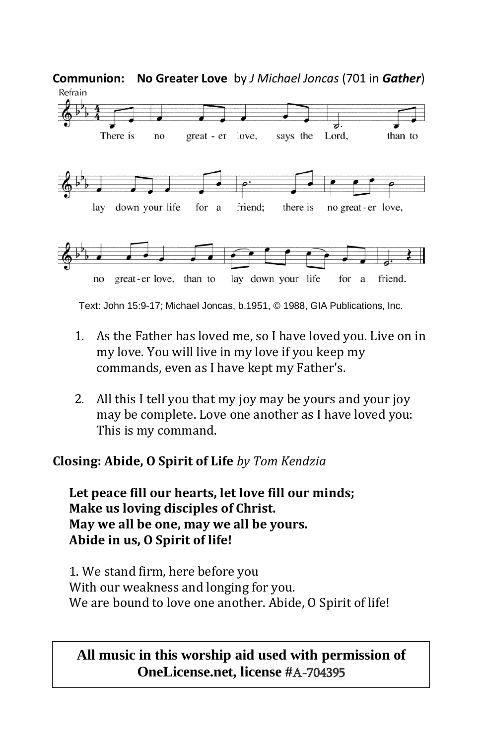**Communion: No Greater Love** by *J Michael Joncas* (701 in ***Gather***)

Refrain

There is no great - er love, says the Lord, than to lay down your life for a friend; there is no great - er love, no great - er love, than to lay down your life for a friend.

Text: John 15:9-17; Michael Joncas, b.1951, © 1988, GIA Publications, Inc.

1. As the Father has loved me, so I have loved you. Live on in my love. You will live in my love if you keep my commands, even as I have kept my Father's.

2. All this I tell you that my joy may be yours and your joy may be complete. Love one another as I have loved you: This is my command.

**Closing: Abide, O Spirit of Life** *by Tom Kendzia*

**Let peace fill our hearts, let love fill our minds;**
**Make us loving disciples of Christ.**
**May we all be one, may we all be yours.**
**Abide in us, O Spirit of life!**

1. We stand firm, here before you
With our weakness and longing for you.
We are bound to love one another. Abide, O Spirit of life!

**All music in this worship aid used with permission of OneLicense.net, license #A-704395**